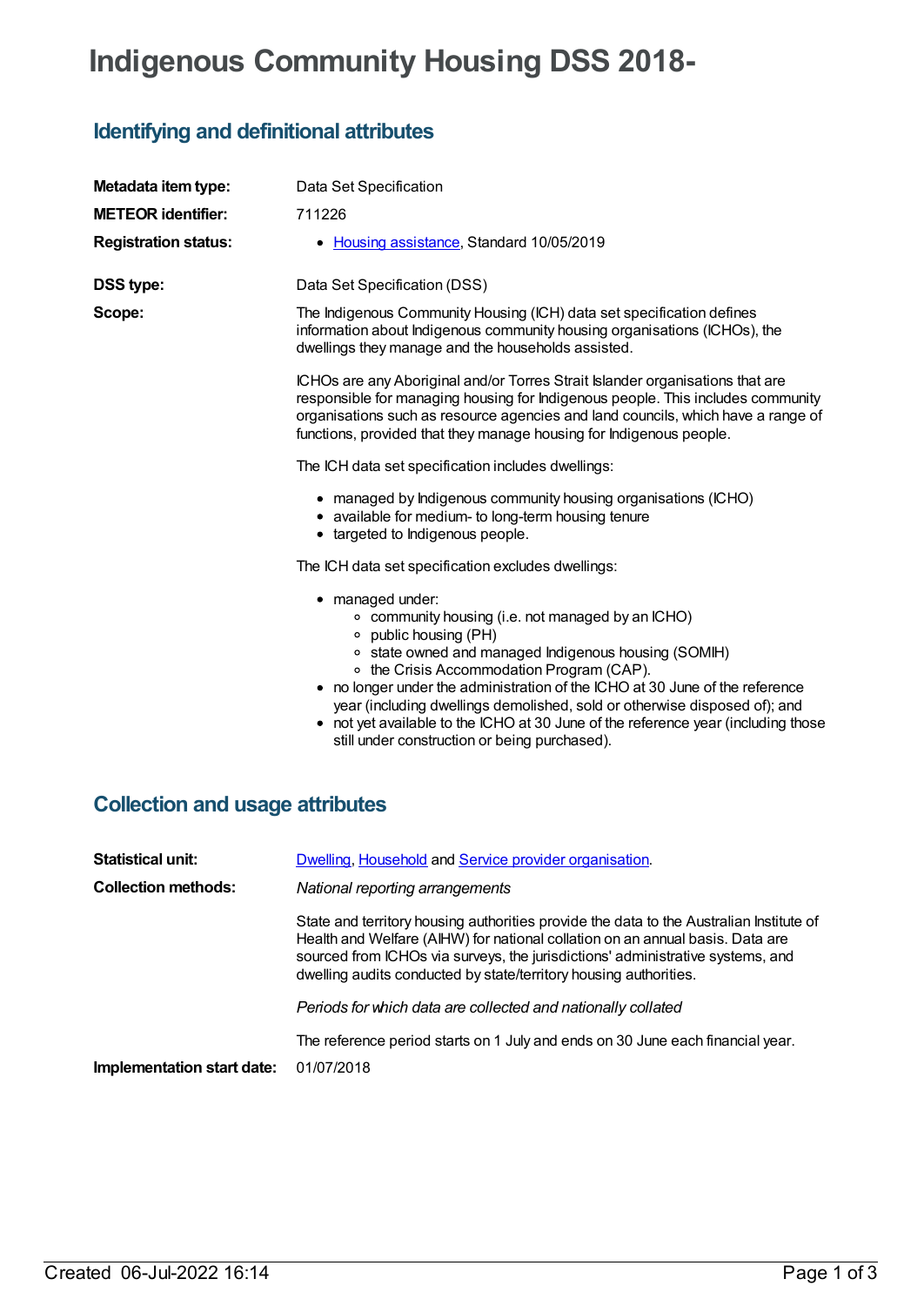# Indigenous Community Housing DSS 2018-

## Identifying and definitional attributes

| | |
|---|---|
| **Metadata item type:** | Data Set Specification |
| **METEOR identifier:** | 711226 |
| **Registration status:** | • Housing assistance, Standard 10/05/2019 |
| **DSS type:** | Data Set Specification (DSS) |

**Scope:**

The Indigenous Community Housing (ICH) data set specification defines information about Indigenous community housing organisations (ICHOs), the dwellings they manage and the households assisted.

ICHOs are any Aboriginal and/or Torres Strait Islander organisations that are responsible for managing housing for Indigenous people. This includes community organisations such as resource agencies and land councils, which have a range of functions, provided that they manage housing for Indigenous people.

The ICH data set specification includes dwellings:

- managed by Indigenous community housing organisations (ICHO)
- available for medium- to long-term housing tenure
- targeted to Indigenous people.

The ICH data set specification excludes dwellings:

- managed under:
  - community housing (i.e. not managed by an ICHO)
  - public housing (PH)
  - state owned and managed Indigenous housing (SOMIH)
  - the Crisis Accommodation Program (CAP).
- no longer under the administration of the ICHO at 30 June of the reference year (including dwellings demolished, sold or otherwise disposed of); and
- not yet available to the ICHO at 30 June of the reference year (including those still under construction or being purchased).

## Collection and usage attributes

**Statistical unit:** Dwelling, Household and Service provider organisation.

**Collection methods:**

*National reporting arrangements*

State and territory housing authorities provide the data to the Australian Institute of Health and Welfare (AIHW) for national collation on an annual basis. Data are sourced from ICHOs via surveys, the jurisdictions' administrative systems, and dwelling audits conducted by state/territory housing authorities.

*Periods for which data are collected and nationally collated*

The reference period starts on 1 July and ends on 30 June each financial year.

**Implementation start date:** 01/07/2018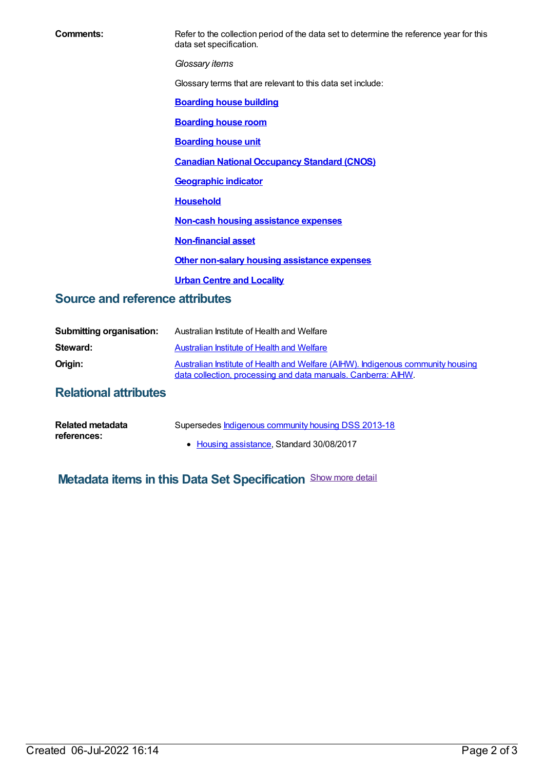**Comments:** Refer to the collection period of the data set to determine the reference year for this data set specification.

*Glossary items*

Glossary terms that are relevant to this data set include:

**Boarding house building**

**Boarding house room**

**Boarding house unit**

**Canadian National Occupancy Standard (CNOS)**

**Geographic indicator**

**Household**

**Non-cash housing assistance expenses**

**Non-financial asset**

**Other non-salary housing assistance expenses**

**Urban Centre and Locality**

## Source and reference attributes

**Submitting organisation:** Australian Institute of Health and Welfare

**Steward:** Australian Institute of Health and Welfare

**Origin:** Australian Institute of Health and Welfare (AIHW). Indigenous community housing data collection, processing and data manuals. Canberra: AIHW.

## Relational attributes

**Related metadata references:** Supersedes Indigenous community housing DSS 2013-18

- Housing assistance, Standard 30/08/2017

## Metadata items in this Data Set Specification

Show more detail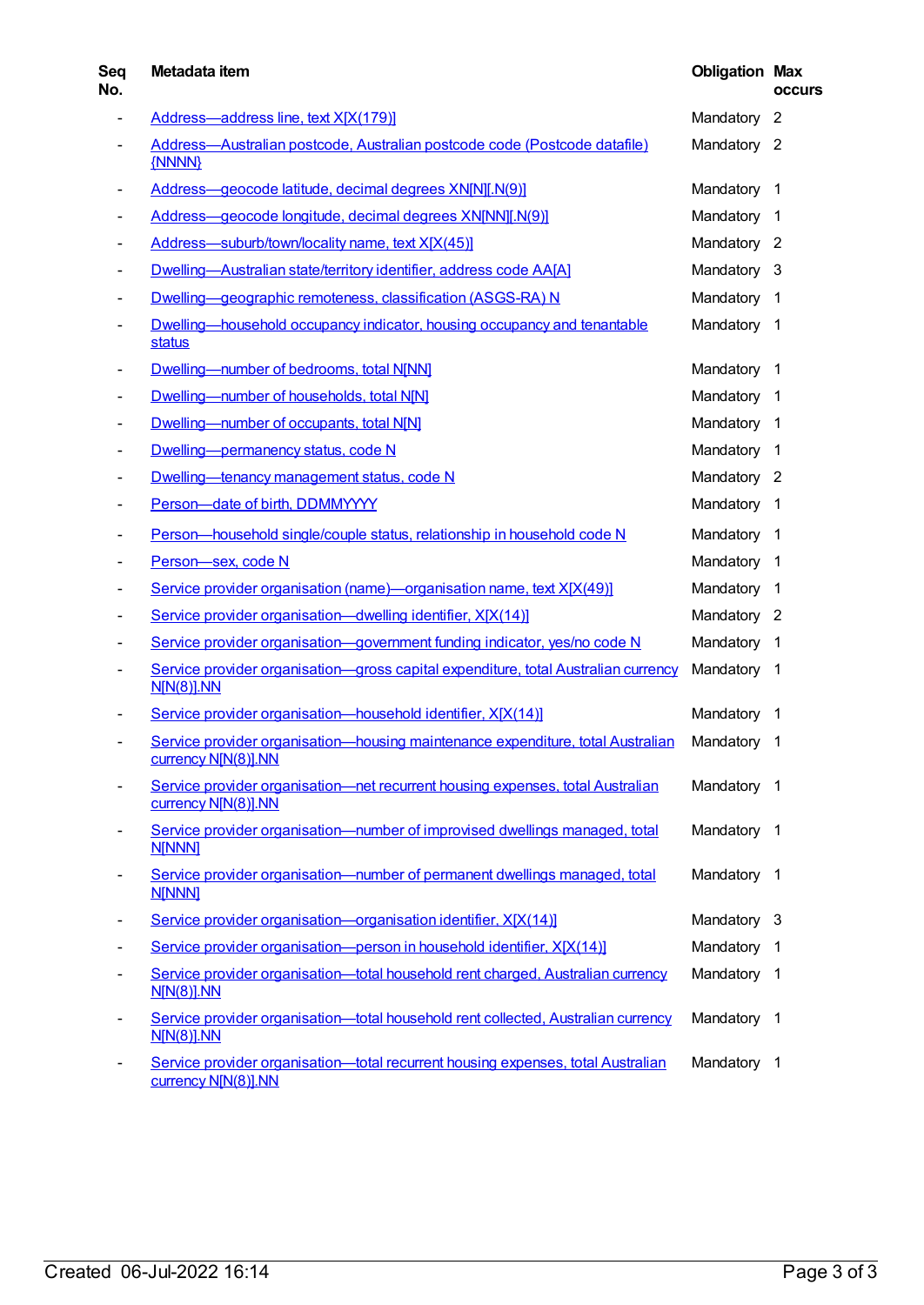| Seq No. | Metadata item | Obligation | Max occurs |
| --- | --- | --- | --- |
| - | Address—address line, text X[X(179)] | Mandatory | 2 |
| - | Address—Australian postcode, Australian postcode code (Postcode datafile) {NNNN} | Mandatory | 2 |
| - | Address—geocode latitude, decimal degrees XN[N][.N(9)] | Mandatory | 1 |
| - | Address—geocode longitude, decimal degrees XN[NN][.N(9)] | Mandatory | 1 |
| - | Address—suburb/town/locality name, text X[X(45)] | Mandatory | 2 |
| - | Dwelling—Australian state/territory identifier, address code AA[A] | Mandatory | 3 |
| - | Dwelling—geographic remoteness, classification (ASGS-RA) N | Mandatory | 1 |
| - | Dwelling—household occupancy indicator, housing occupancy and tenantable status | Mandatory | 1 |
| - | Dwelling—number of bedrooms, total N[NN] | Mandatory | 1 |
| - | Dwelling—number of households, total N[N] | Mandatory | 1 |
| - | Dwelling—number of occupants, total N[N] | Mandatory | 1 |
| - | Dwelling—permanency status, code N | Mandatory | 1 |
| - | Dwelling—tenancy management status, code N | Mandatory | 2 |
| - | Person—date of birth, DDMMYYYY | Mandatory | 1 |
| - | Person—household single/couple status, relationship in household code N | Mandatory | 1 |
| - | Person—sex, code N | Mandatory | 1 |
| - | Service provider organisation (name)—organisation name, text X[X(49)] | Mandatory | 1 |
| - | Service provider organisation—dwelling identifier, X[X(14)] | Mandatory | 2 |
| - | Service provider organisation—government funding indicator, yes/no code N | Mandatory | 1 |
| - | Service provider organisation—gross capital expenditure, total Australian currency N[N(8)].NN | Mandatory | 1 |
| - | Service provider organisation—household identifier, X[X(14)] | Mandatory | 1 |
| - | Service provider organisation—housing maintenance expenditure, total Australian currency N[N(8)].NN | Mandatory | 1 |
| - | Service provider organisation—net recurrent housing expenses, total Australian currency N[N(8)].NN | Mandatory | 1 |
| - | Service provider organisation—number of improvised dwellings managed, total N[NNN] | Mandatory | 1 |
| - | Service provider organisation—number of permanent dwellings managed, total N[NNN] | Mandatory | 1 |
| - | Service provider organisation—organisation identifier, X[X(14)] | Mandatory | 3 |
| - | Service provider organisation—person in household identifier, X[X(14)] | Mandatory | 1 |
| - | Service provider organisation—total household rent charged, Australian currency N[N(8)].NN | Mandatory | 1 |
| - | Service provider organisation—total household rent collected, Australian currency N[N(8)].NN | Mandatory | 1 |
| - | Service provider organisation—total recurrent housing expenses, total Australian currency N[N(8)].NN | Mandatory | 1 |

Created 06-Jul-2022 16:14